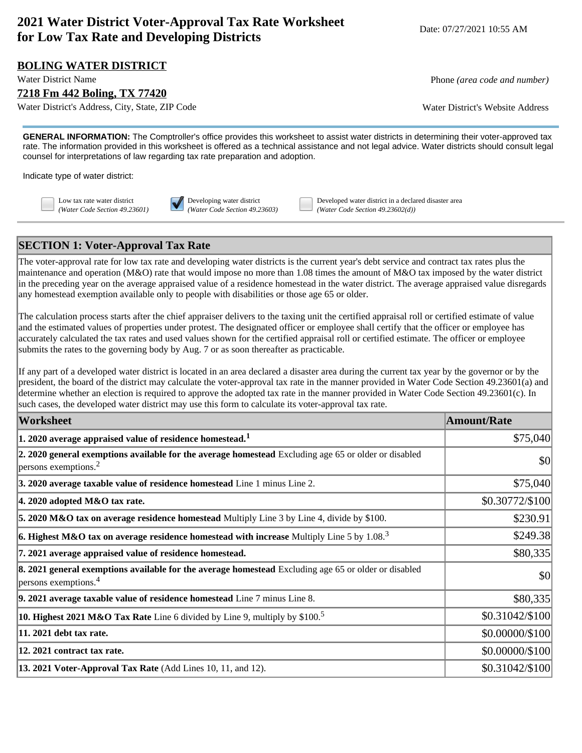# 2021 Water District Voter-Approval Tax Rate Worksheet for Low Tax Rate and Developing Districts

Date: 07/27/2021 10:55 AM

**BOLING WATER DISTRICT**
Water District Name

Phone *(area code and number)*

**7218 Fm 442 Boling, TX 77420**
Water District's Address, City, State, ZIP Code

Water District's Website Address

**GENERAL INFORMATION:** The Comptroller's office provides this worksheet to assist water districts in determining their voter-approved tax rate. The information provided in this worksheet is offered as a technical assistance and not legal advice. Water districts should consult legal counsel for interpretations of law regarding tax rate preparation and adoption.

Indicate type of water district:

- [ ] Low tax rate water district *(Water Code Section 49.23601)*
- [x] Developing water district *(Water Code Section 49.23603)*
- [ ] Developed water district in a declared disaster area *(Water Code Section 49.23602(d))*

## SECTION 1: Voter-Approval Tax Rate

The voter-approval rate for low tax rate and developing water districts is the current year's debt service and contract tax rates plus the maintenance and operation (M&O) rate that would impose no more than 1.08 times the amount of M&O tax imposed by the water district in the preceding year on the average appraised value of a residence homestead in the water district. The average appraised value disregards any homestead exemption available only to people with disabilities or those age 65 or older.

The calculation process starts after the chief appraiser delivers to the taxing unit the certified appraisal roll or certified estimate of value and the estimated values of properties under protest. The designated officer or employee shall certify that the officer or employee has accurately calculated the tax rates and used values shown for the certified appraisal roll or certified estimate. The officer or employee submits the rates to the governing body by Aug. 7 or as soon thereafter as practicable.

If any part of a developed water district is located in an area declared a disaster area during the current tax year by the governor or by the president, the board of the district may calculate the voter-approval tax rate in the manner provided in Water Code Section 49.23601(a) and determine whether an election is required to approve the adopted tax rate in the manner provided in Water Code Section 49.23601(c). In such cases, the developed water district may use this form to calculate its voter-approval tax rate.

| Worksheet | Amount/Rate |
|---|---|
| **1. 2020 average appraised value of residence homestead.**[1] | $75,040 |
| **2. 2020 general exemptions available for the average homestead** Excluding age 65 or older or disabled persons exemptions.[2] | $0 |
| **3. 2020 average taxable value of residence homestead** Line 1 minus Line 2. | $75,040 |
| **4. 2020 adopted M&O tax rate.** | $0.30772/$100 |
| **5. 2020 M&O tax on average residence homestead** Multiply Line 3 by Line 4, divide by $100. | $230.91 |
| **6. Highest M&O tax on average residence homestead with increase** Multiply Line 5 by 1.08.[3] | $249.38 |
| **7. 2021 average appraised value of residence homestead.** | $80,335 |
| **8. 2021 general exemptions available for the average homestead** Excluding age 65 or older or disabled persons exemptions.[4] | $0 |
| **9. 2021 average taxable value of residence homestead** Line 7 minus Line 8. | $80,335 |
| **10. Highest 2021 M&O Tax Rate** Line 6 divided by Line 9, multiply by $100.[5] | $0.31042/$100 |
| **11. 2021 debt tax rate.** | $0.00000/$100 |
| **12. 2021 contract tax rate.** | $0.00000/$100 |
| **13. 2021 Voter-Approval Tax Rate** (Add Lines 10, 11, and 12). | $0.31042/$100 |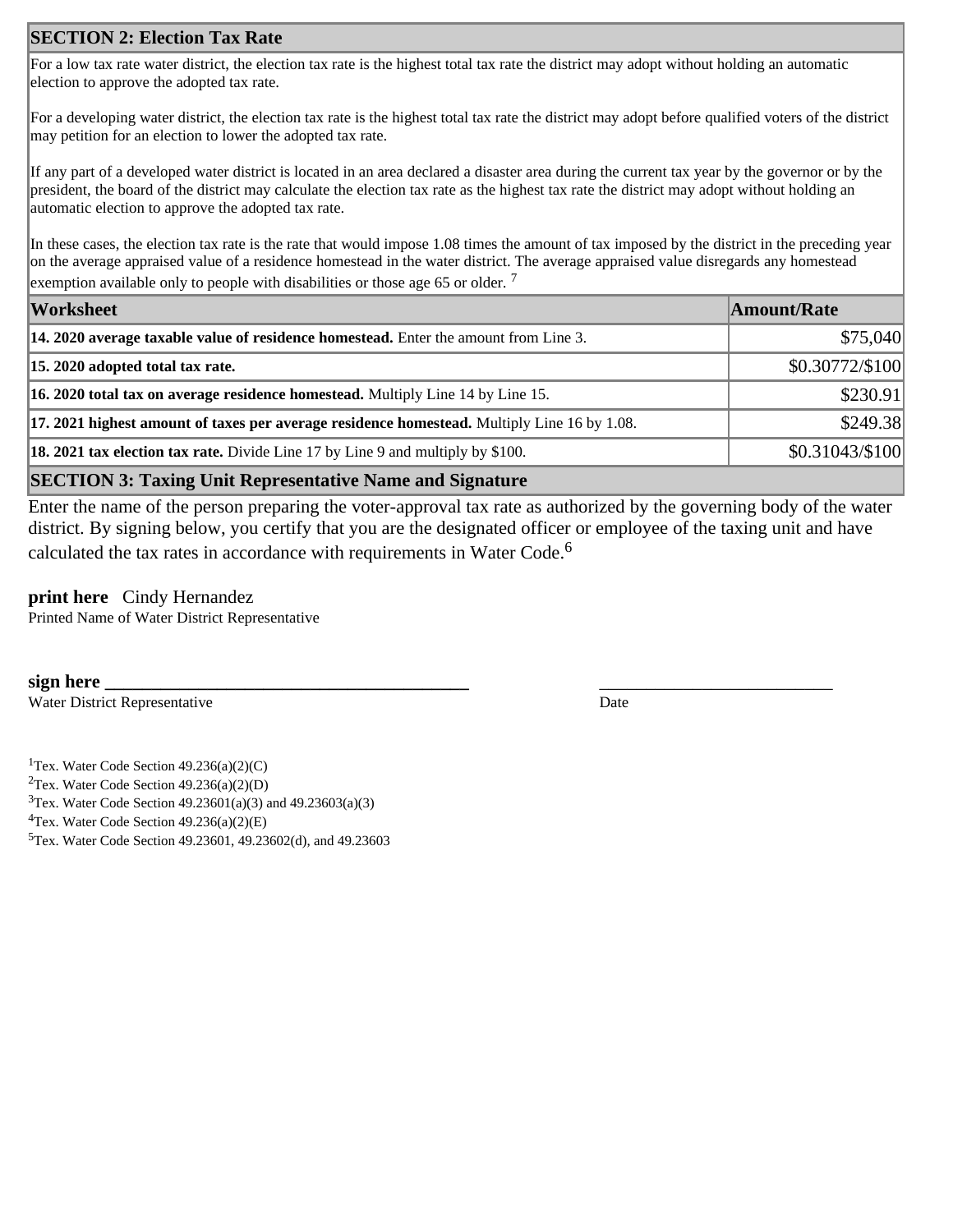## SECTION 2: Election Tax Rate

For a low tax rate water district, the election tax rate is the highest total tax rate the district may adopt without holding an automatic election to approve the adopted tax rate.

For a developing water district, the election tax rate is the highest total tax rate the district may adopt before qualified voters of the district may petition for an election to lower the adopted tax rate.

If any part of a developed water district is located in an area declared a disaster area during the current tax year by the governor or by the president, the board of the district may calculate the election tax rate as the highest tax rate the district may adopt without holding an automatic election to approve the adopted tax rate.

In these cases, the election tax rate is the rate that would impose 1.08 times the amount of tax imposed by the district in the preceding year on the average appraised value of a residence homestead in the water district. The average appraised value disregards any homestead exemption available only to people with disabilities or those age 65 or older. [7]

| Worksheet | Amount/Rate |
|---|---|
| **14. 2020 average taxable value of residence homestead.** Enter the amount from Line 3. | $75,040 |
| **15. 2020 adopted total tax rate.** | $0.30772/$100 |
| **16. 2020 total tax on average residence homestead.** Multiply Line 14 by Line 15. | $230.91 |
| **17. 2021 highest amount of taxes per average residence homestead.** Multiply Line 16 by 1.08. | $249.38 |
| **18. 2021 tax election tax rate.** Divide Line 17 by Line 9 and multiply by $100. | $0.31043/$100 |

## SECTION 3: Taxing Unit Representative Name and Signature

Enter the name of the person preparing the voter-approval tax rate as authorized by the governing body of the water district. By signing below, you certify that you are the designated officer or employee of the taxing unit and have calculated the tax rates in accordance with requirements in Water Code.[6]

**print here** Cindy Hernandez
Printed Name of Water District Representative

**sign here** ______________________________________ ______________________________
Water District Representative Date

[1]Tex. Water Code Section 49.236(a)(2)(C)
[2]Tex. Water Code Section 49.236(a)(2)(D)
[3]Tex. Water Code Section 49.23601(a)(3) and 49.23603(a)(3)
[4]Tex. Water Code Section 49.236(a)(2)(E)
[5]Tex. Water Code Section 49.23601, 49.23602(d), and 49.23603